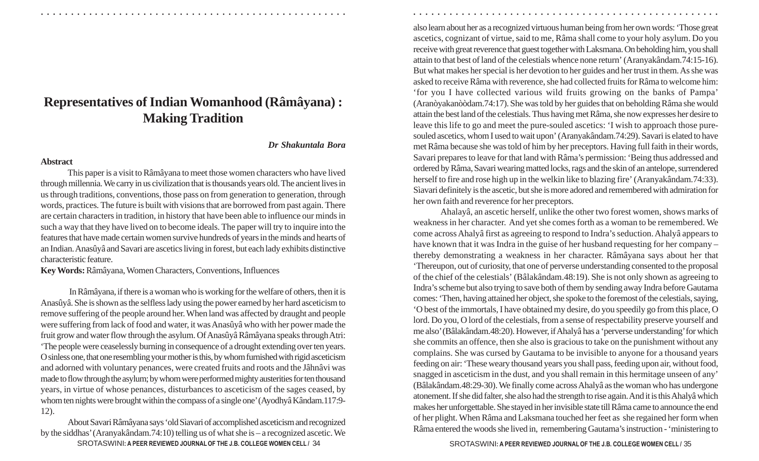# Representatives of Indian Womanhood (Râmâyana) : Making Tradition

***Dr Shakuntala Bora***

**Abstract**

This paper is a visit to Râmâyana to meet those women characters who have lived through millennia. We carry in us civilization that is thousands years old. The ancient lives in us through traditions, conventions, those pass on from generation to generation, through words, practices. The future is built with visions that are borrowed from past again. There are certain characters in tradition, in history that have been able to influence our minds in such a way that they have lived on to become ideals. The paper will try to inquire into the features that have made certain women survive hundreds of years in the minds and hearts of an Indian. Anasûyâ and Savari are ascetics living in forest, but each lady exhibits distinctive characteristic feature.

**Key Words:** Râmâyana, Women Characters, Conventions, Influences

In Râmâyana, if there is a woman who is working for the welfare of others, then it is Anasûyâ. She is shown as the selfless lady using the power earned by her hard asceticism to remove suffering of the people around her. When land was affected by draught and people were suffering from lack of food and water, it was Anasûyâ who with her power made the fruit grow and water flow through the asylum. Of Anasûyâ Râmâyana speaks through Atri: 'The people were ceaselessly burning in consequence of a drought extending over ten years. O sinless one, that one resembling your mother is this, by whom furnished with rigid asceticism and adorned with voluntary penances, were created fruits and roots and the Jâhnâvi was made to flow through the asylum; by whom were performed mighty austerities for ten thousand years, in virtue of whose penances, disturbances to asceticism of the sages ceased, by whom ten nights were brought within the compass of a single one' (Ayodhyâ Kândam.117:9-12).

About Savari Râmâyana says 'old Sìavari of accomplished asceticism and recognized by the siddhas' (Aranyakândam.74:10) telling us of what she is – a recognized ascetic. We also learn about her as a recognized virtuous human being from her own words: 'Those great ascetics, cognizant of virtue, said to me, Râma shall come to your holy asylum. Do you receive with great reverence that guest together with Laksmana. On beholding him, you shall attain to that best of land of the celestials whence none return' (Aranyakândam.74:15-16). But what makes her special is her devotion to her guides and her trust in them. As she was asked to receive Râma with reverence, she had collected fruits for Râma to welcome him: 'for you I have collected various wild fruits growing on the banks of Pampa' (Aranòyakanòòdam.74:17). She was told by her guides that on beholding Râma she would attain the best land of the celestials. Thus having met Râma, she now expresses her desire to leave this life to go and meet the pure-souled ascetics: 'I wish to approach those pure-souled ascetics, whom I used to wait upon' (Aranyakândam.74:29). Savari is elated to have met Râma because she was told of him by her preceptors. Having full faith in their words, Savari prepares to leave for that land with Râma's permission: 'Being thus addressed and ordered by Râma, Savari wearing matted locks, rags and the skin of an antelope, surrendered herself to fire and rose high up in the welkin like to blazing fire' (Aranyakândam.74:33). Sìavari definitely is the ascetic, but she is more adored and remembered with admiration for her own faith and reverence for her preceptors.

Ahalayâ, an ascetic herself, unlike the other two forest women, shows marks of weakness in her character. And yet she comes forth as a woman to be remembered. We come across Ahalyâ first as agreeing to respond to Indra's seduction. Ahalyâ appears to have known that it was Indra in the guise of her husband requesting for her company – thereby demonstrating a weakness in her character. Râmâyana says about her that 'Thereupon, out of curiosity, that one of perverse understanding consented to the proposal of the chief of the celestials' (Bâlakândam.48:19). She is not only shown as agreeing to Indra's scheme but also trying to save both of them by sending away Indra before Gautama comes: 'Then, having attained her object, she spoke to the foremost of the celestials, saying, 'O best of the immortals, I have obtained my desire, do you speedily go from this place, O lord. Do you, O lord of the celestials, from a sense of respectability preserve yourself and me also' (Bâlakândam.48:20). However, if Ahalyâ has a 'perverse understanding' for which she commits an offence, then she also is gracious to take on the punishment without any complains. She was cursed by Gautama to be invisible to anyone for a thousand years feeding on air: 'These weary thousand years you shall pass, feeding upon air, without food, snagged in asceticism in the dust, and you shall remain in this hermitage unseen of any' (Bâlakândam.48:29-30). We finally come across Ahalyâ as the woman who has undergone atonement. If she did falter, she also had the strength to rise again. And it is this Ahalyâ which makes her unforgettable. She stayed in her invisible state till Râma came to announce the end of her plight. When Râma and Laksmana touched her feet as she regained her form when Râma entered the woods she lived in, remembering Gautama's instruction - 'ministering to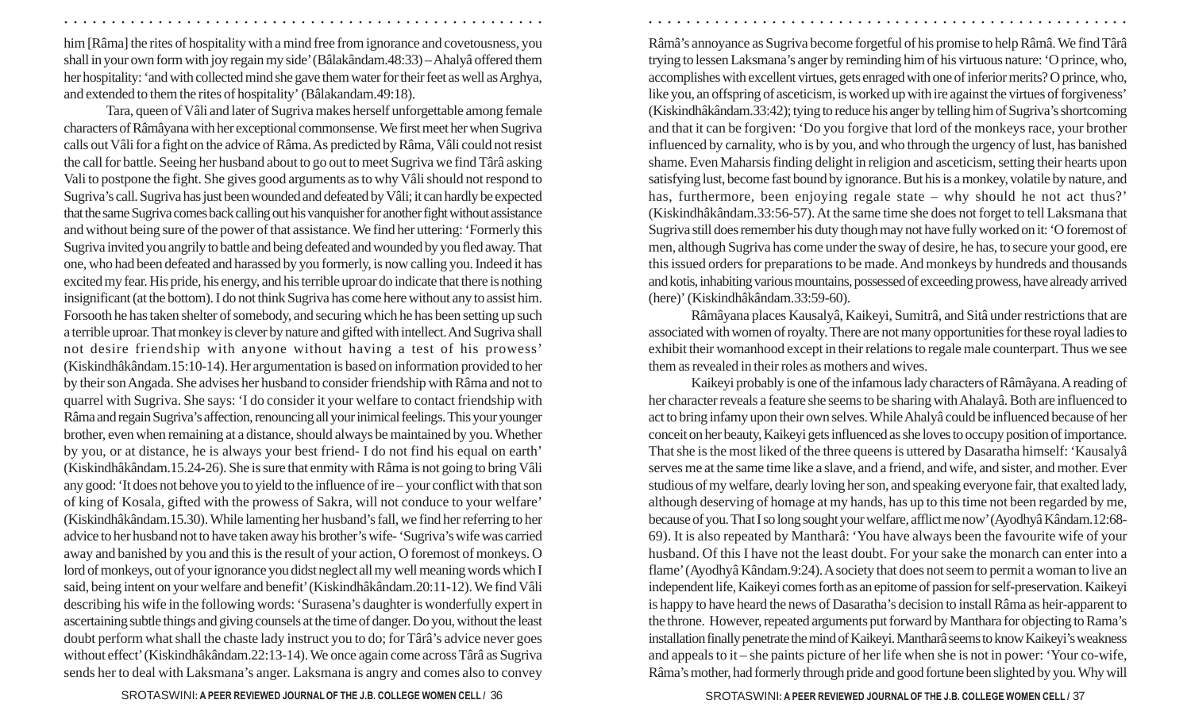him [Râma] the rites of hospitality with a mind free from ignorance and covetousness, you shall in your own form with joy regain my side' (Bâlakândam.48:33) – Ahalyâ offered them her hospitality: 'and with collected mind she gave them water for their feet as well as Arghya, and extended to them the rites of hospitality' (Bâlakandam.49:18).

Tara, queen of Vâli and later of Sugriva makes herself unforgettable among female characters of Râmâyana with her exceptional commonsense. We first meet her when Sugriva calls out Vâli for a fight on the advice of Râma. As predicted by Râma, Vâli could not resist the call for battle. Seeing her husband about to go out to meet Sugriva we find Târâ asking Vali to postpone the fight. She gives good arguments as to why Vâli should not respond to Sugriva's call. Sugriva has just been wounded and defeated by Vâli; it can hardly be expected that the same Sugriva comes back calling out his vanquisher for another fight without assistance and without being sure of the power of that assistance. We find her uttering: 'Formerly this Sugriva invited you angrily to battle and being defeated and wounded by you fled away. That one, who had been defeated and harassed by you formerly, is now calling you. Indeed it has excited my fear. His pride, his energy, and his terrible uproar do indicate that there is nothing insignificant (at the bottom). I do not think Sugriva has come here without any to assist him. Forsooth he has taken shelter of somebody, and securing which he has been setting up such a terrible uproar. That monkey is clever by nature and gifted with intellect. And Sugriva shall not desire friendship with anyone without having a test of his prowess' (Kiskindhâkândam.15:10-14). Her argumentation is based on information provided to her by their son Angada. She advises her husband to consider friendship with Râma and not to quarrel with Sugriva. She says: 'I do consider it your welfare to contact friendship with Râma and regain Sugriva's affection, renouncing all your inimical feelings. This your younger brother, even when remaining at a distance, should always be maintained by you. Whether by you, or at distance, he is always your best friend- I do not find his equal on earth' (Kiskindhâkândam.15.24-26). She is sure that enmity with Râma is not going to bring Vâli any good: 'It does not behove you to yield to the influence of ire – your conflict with that son of king of Kosala, gifted with the prowess of Sakra, will not conduce to your welfare' (Kiskindhâkândam.15.30). While lamenting her husband's fall, we find her referring to her advice to her husband not to have taken away his brother's wife- 'Sugriva's wife was carried away and banished by you and this is the result of your action, O foremost of monkeys. O lord of monkeys, out of your ignorance you didst neglect all my well meaning words which I said, being intent on your welfare and benefit' (Kiskindhâkândam.20:11-12). We find Vâli describing his wife in the following words: 'Surasena's daughter is wonderfully expert in ascertaining subtle things and giving counsels at the time of danger. Do you, without the least doubt perform what shall the chaste lady instruct you to do; for Târâ's advice never goes without effect' (Kiskindhâkândam.22:13-14). We once again come across Târâ as Sugriva sends her to deal with Laksmana's anger. Laksmana is angry and comes also to convey Râmâ's annoyance as Sugriva become forgetful of his promise to help Râmâ. We find Târâ trying to lessen Laksmana's anger by reminding him of his virtuous nature: 'O prince, who, accomplishes with excellent virtues, gets enraged with one of inferior merits? O prince, who, like you, an offspring of asceticism, is worked up with ire against the virtues of forgiveness' (Kiskindhâkândam.33:42); tying to reduce his anger by telling him of Sugriva's shortcoming and that it can be forgiven: 'Do you forgive that lord of the monkeys race, your brother influenced by carnality, who is by you, and who through the urgency of lust, has banished shame. Even Maharsis finding delight in religion and asceticism, setting their hearts upon satisfying lust, become fast bound by ignorance. But his is a monkey, volatile by nature, and has, furthermore, been enjoying regale state – why should he not act thus?' (Kiskindhâkândam.33:56-57). At the same time she does not forget to tell Laksmana that Sugriva still does remember his duty though may not have fully worked on it: 'O foremost of men, although Sugriva has come under the sway of desire, he has, to secure your good, ere this issued orders for preparations to be made. And monkeys by hundreds and thousands and kotis, inhabiting various mountains, possessed of exceeding prowess, have already arrived (here)' (Kiskindhâkândam.33:59-60).

Râmâyana places Kausalyâ, Kaikeyi, Sumitrâ, and Sitâ under restrictions that are associated with women of royalty. There are not many opportunities for these royal ladies to exhibit their womanhood except in their relations to regale male counterpart. Thus we see them as revealed in their roles as mothers and wives.

Kaikeyi probably is one of the infamous lady characters of Râmâyana. A reading of her character reveals a feature she seems to be sharing with Ahalayâ. Both are influenced to act to bring infamy upon their own selves. While Ahalyâ could be influenced because of her conceit on her beauty, Kaikeyi gets influenced as she loves to occupy position of importance. That she is the most liked of the three queens is uttered by Dasaratha himself: 'Kausalyâ serves me at the same time like a slave, and a friend, and wife, and sister, and mother. Ever studious of my welfare, dearly loving her son, and speaking everyone fair, that exalted lady, although deserving of homage at my hands, has up to this time not been regarded by me, because of you. That I so long sought your welfare, afflict me now' (Ayodhyâ Kândam.12:68-69). It is also repeated by Mantharâ: 'You have always been the favourite wife of your husband. Of this I have not the least doubt. For your sake the monarch can enter into a flame' (Ayodhyâ Kândam.9:24). A society that does not seem to permit a woman to live an independent life, Kaikeyi comes forth as an epitome of passion for self-preservation. Kaikeyi is happy to have heard the news of Dasaratha's decision to install Râma as heir-apparent to the throne. However, repeated arguments put forward by Manthara for objecting to Rama's installation finally penetrate the mind of Kaikeyi. Mantharâ seems to know Kaikeyi's weakness and appeals to it – she paints picture of her life when she is not in power: 'Your co-wife, Râma's mother, had formerly through pride and good fortune been slighted by you. Why will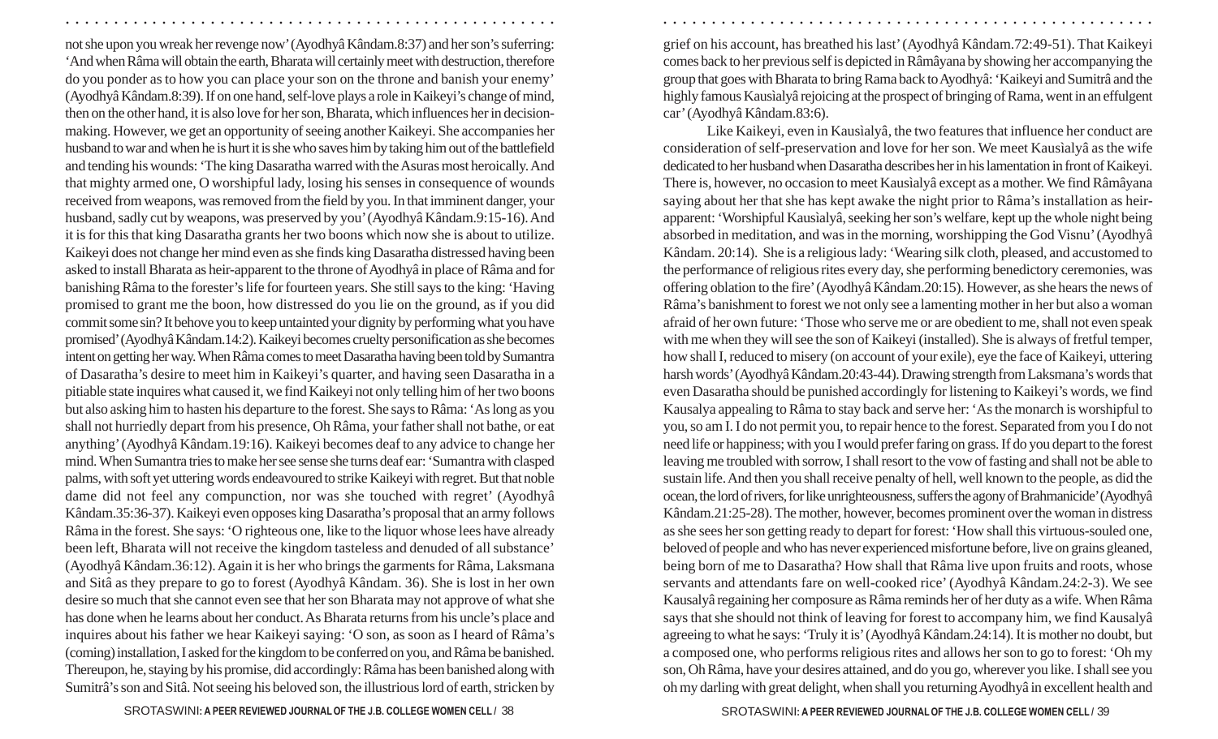not she upon you wreak her revenge now' (Ayodhyâ Kândam.8:37) and her son's suferring: 'And when Râma will obtain the earth, Bharata will certainly meet with destruction, therefore do you ponder as to how you can place your son on the throne and banish your enemy' (Ayodhyâ Kândam.8:39). If on one hand, self-love plays a role in Kaikeyi's change of mind, then on the other hand, it is also love for her son, Bharata, which influences her in decision-making. However, we get an opportunity of seeing another Kaikeyi. She accompanies her husband to war and when he is hurt it is she who saves him by taking him out of the battlefield and tending his wounds: 'The king Dasaratha warred with the Asuras most heroically. And that mighty armed one, O worshipful lady, losing his senses in consequence of wounds received from weapons, was removed from the field by you. In that imminent danger, your husband, sadly cut by weapons, was preserved by you' (Ayodhyâ Kândam.9:15-16). And it is for this that king Dasaratha grants her two boons which now she is about to utilize. Kaikeyi does not change her mind even as she finds king Dasaratha distressed having been asked to install Bharata as heir-apparent to the throne of Ayodhyâ in place of Râma and for banishing Râma to the forester's life for fourteen years. She still says to the king: 'Having promised to grant me the boon, how distressed do you lie on the ground, as if you did commit some sin? It behove you to keep untainted your dignity by performing what you have promised' (Ayodhyâ Kândam.14:2). Kaikeyi becomes cruelty personification as she becomes intent on getting her way. When Râma comes to meet Dasaratha having been told by Sumantra of Dasaratha's desire to meet him in Kaikeyi's quarter, and having seen Dasaratha in a pitiable state inquires what caused it, we find Kaikeyi not only telling him of her two boons but also asking him to hasten his departure to the forest. She says to Râma: 'As long as you shall not hurriedly depart from his presence, Oh Râma, your father shall not bathe, or eat anything' (Ayodhyâ Kândam.19:16). Kaikeyi becomes deaf to any advice to change her mind. When Sumantra tries to make her see sense she turns deaf ear: 'Sumantra with clasped palms, with soft yet uttering words endeavoured to strike Kaikeyi with regret. But that noble dame did not feel any compunction, nor was she touched with regret' (Ayodhyâ Kândam.35:36-37). Kaikeyi even opposes king Dasaratha's proposal that an army follows Râma in the forest. She says: 'O righteous one, like to the liquor whose lees have already been left, Bharata will not receive the kingdom tasteless and denuded of all substance' (Ayodhyâ Kândam.36:12). Again it is her who brings the garments for Râma, Laksmana and Sitâ as they prepare to go to forest (Ayodhyâ Kândam. 36). She is lost in her own desire so much that she cannot even see that her son Bharata may not approve of what she has done when he learns about her conduct. As Bharata returns from his uncle's place and inquires about his father we hear Kaikeyi saying: 'O son, as soon as I heard of Râma's (coming) installation, I asked for the kingdom to be conferred on you, and Râma be banished. Thereupon, he, staying by his promise, did accordingly: Râma has been banished along with Sumitrâ's son and Sitâ. Not seeing his beloved son, the illustrious lord of earth, stricken by grief on his account, has breathed his last' (Ayodhyâ Kândam.72:49-51). That Kaikeyi comes back to her previous self is depicted in Râmâyana by showing her accompanying the group that goes with Bharata to bring Rama back to Ayodhyâ: 'Kaikeyi and Sumitrâ and the highly famous Kausialyâ rejoicing at the prospect of bringing of Rama, went in an effulgent car' (Ayodhyâ Kândam.83:6).

Like Kaikeyi, even in Kausìalyâ, the two features that influence her conduct are consideration of self-preservation and love for her son. We meet Kausìalyâ as the wife dedicated to her husband when Dasaratha describes her in his lamentation in front of Kaikeyi. There is, however, no occasion to meet Kausìalyâ except as a mother. We find Râmâyana saying about her that she has kept awake the night prior to Râma's installation as heir-apparent: 'Worshipful Kausìalyâ, seeking her son's welfare, kept up the whole night being absorbed in meditation, and was in the morning, worshipping the God Visnu' (Ayodhyâ Kândam. 20:14). She is a religious lady: 'Wearing silk cloth, pleased, and accustomed to the performance of religious rites every day, she performing benedictory ceremonies, was offering oblation to the fire' (Ayodhyâ Kândam.20:15). However, as she hears the news of Râma's banishment to forest we not only see a lamenting mother in her but also a woman afraid of her own future: 'Those who serve me or are obedient to me, shall not even speak with me when they will see the son of Kaikeyi (installed). She is always of fretful temper, how shall I, reduced to misery (on account of your exile), eye the face of Kaikeyi, uttering harsh words' (Ayodhyâ Kândam.20:43-44). Drawing strength from Laksmana's words that even Dasaratha should be punished accordingly for listening to Kaikeyi's words, we find Kausalya appealing to Râma to stay back and serve her: 'As the monarch is worshipful to you, so am I. I do not permit you, to repair hence to the forest. Separated from you I do not need life or happiness; with you I would prefer faring on grass. If do you depart to the forest leaving me troubled with sorrow, I shall resort to the vow of fasting and shall not be able to sustain life. And then you shall receive penalty of hell, well known to the people, as did the ocean, the lord of rivers, for like unrighteousness, suffers the agony of Brahmanicide' (Ayodhyâ Kândam.21:25-28). The mother, however, becomes prominent over the woman in distress as she sees her son getting ready to depart for forest: 'How shall this virtuous-souled one, beloved of people and who has never experienced misfortune before, live on grains gleaned, being born of me to Dasaratha? How shall that Râma live upon fruits and roots, whose servants and attendants fare on well-cooked rice' (Ayodhyâ Kândam.24:2-3). We see Kausalyâ regaining her composure as Râma reminds her of her duty as a wife. When Râma says that she should not think of leaving for forest to accompany him, we find Kausalyâ agreeing to what he says: 'Truly it is' (Ayodhyâ Kândam.24:14). It is mother no doubt, but a composed one, who performs religious rites and allows her son to go to forest: 'Oh my son, Oh Râma, have your desires attained, and do you go, wherever you like. I shall see you oh my darling with great delight, when shall you returning Ayodhyâ in excellent health and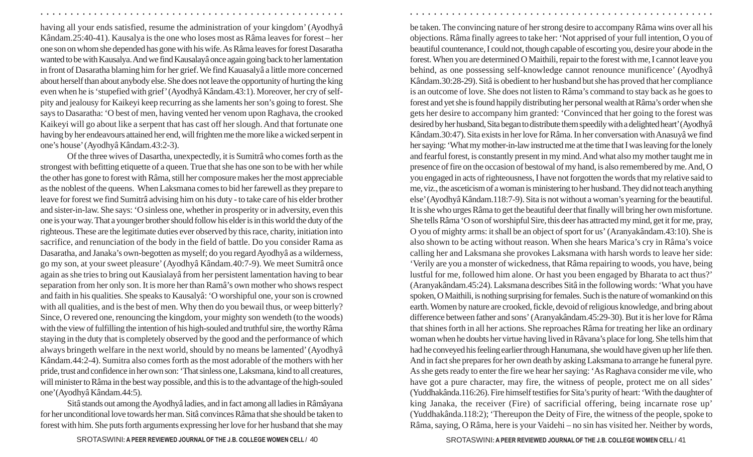having all your ends satisfied, resume the administration of your kingdom' (Ayodhyâ Kândam.25:40-41). Kausalya is the one who loses most as Râma leaves for forest – her one son on whom she depended has gone with his wife. As Râma leaves for forest Dasaratha wanted to be with Kausalya. And we find Kausalayâ once again going back to her lamentation in front of Dasaratha blaming him for her grief. We find Kauasalyâ a little more concerned about herself than about anybody else. She does not leave the opportunity of hurting the king even when he is 'stupefied with grief' (Ayodhyâ Kândam.43:1). Moreover, her cry of self-pity and jealousy for Kaikeyi keep recurring as she laments her son's going to forest. She says to Dasaratha: 'O best of men, having vented her venom upon Raghava, the crooked Kaikeyi will go about like a serpent that has cast off her slough. And that fortunate one having by her endeavours attained her end, will frighten me the more like a wicked serpent in one's house' (Ayodhyâ Kândam.43:2-3).

Of the three wives of Dasartha, unexpectedly, it is Sumitrâ who comes forth as the strongest with befitting etiquette of a queen. True that she has one son to be with her while the other has gone to forest with Râma, still her composure makes her the most appreciable as the noblest of the queens. When Laksmana comes to bid her farewell as they prepare to leave for forest we find Sumitrâ advising him on his duty - to take care of his elder brother and sister-in-law. She says: 'O sinless one, whether in prosperity or in adversity, even this one is your way. That a younger brother should follow his elder is in this world the duty of the righteous. These are the legitimate duties ever observed by this race, charity, initiation into sacrifice, and renunciation of the body in the field of battle. Do you consider Rama as Dasaratha, and Janaka's own-begotten as myself; do you regard Ayodhyâ as a wilderness, go my son, at your sweet pleasure' (Ayodhyâ Kândam.40:7-9). We meet Sumitrâ once again as she tries to bring out Kausìalayâ from her persistent lamentation having to bear separation from her only son. It is more her than Ramâ's own mother who shows respect and faith in his qualities. She speaks to Kausalyâ: 'O worshipful one, your son is crowned with all qualities, and is the best of men. Why then do you bewail thus, or weep bitterly? Since, O revered one, renouncing the kingdom, your mighty son wendeth (to the woods) with the view of fulfilling the intention of his high-souled and truthful sire, the worthy Râma staying in the duty that is completely observed by the good and the performance of which always bringeth welfare in the next world, should by no means be lamented' (Ayodhyâ Kândam.44:2-4). Sumitra also comes forth as the most adorable of the mothers with her pride, trust and confidence in her own son: 'That sinless one, Laksmana, kind to all creatures, will minister to Râma in the best way possible, and this is to the advantage of the high-souled one' (Ayodhyâ Kândam.44:5).

Sitâ stands out among the Ayodhyâ ladies, and in fact among all ladies in Râmâyana for her unconditional love towards her man. Sitâ convinces Râma that she should be taken to forest with him. She puts forth arguments expressing her love for her husband that she may be taken. The convincing nature of her strong desire to accompany Râma wins over all his objections. Râma finally agrees to take her: 'Not apprised of your full intention, O you of beautiful countenance, I could not, though capable of escorting you, desire your abode in the forest. When you are determined O Maithili, repair to the forest with me, I cannot leave you behind, as one possessing self-knowledge cannot renounce munificence' (Ayodhyâ Kândam.30:28-29). Sitâ is obedient to her husband but she has proved that her compliance is an outcome of love. She does not listen to Râma's command to stay back as he goes to forest and yet she is found happily distributing her personal wealth at Râma's order when she gets her desire to accompany him granted: 'Convinced that her going to the forest was desired by her husband, Sita began to distribute them speedily with a delighted heart' (Ayodhyâ Kândam.30:47). Sita exists in her love for Râma. In her conversation with Anasuyâ we find her saying: 'What my mother-in-law instructed me at the time that I was leaving for the lonely and fearful forest, is constantly present in my mind. And what also my mother taught me in presence of fire on the occasion of bestowal of my hand, is also remembered by me. And, O you engaged in acts of righteousness, I have not forgotten the words that my relative said to me, viz., the asceticism of a woman is ministering to her husband. They did not teach anything else' (Ayodhyâ Kândam.118:7-9). Sita is not without a woman's yearning for the beautiful. It is she who urges Râma to get the beautiful deer that finally will bring her own misfortune. She tells Râma 'O son of worshipful Sire, this deer has attracted my mind, get it for me, pray, O you of mighty arms: it shall be an object of sport for us' (Aranyakândam.43:10). She is also shown to be acting without reason. When she hears Marica's cry in Râma's voice calling her and Laksmana she provokes Laksmana with harsh words to leave her side: 'Verily are you a monster of wickedness, that Râma repairing to woods, you have, being lustful for me, followed him alone. Or hast you been engaged by Bharata to act thus?' (Aranyakândam.45:24). Laksmana describes Sitâ in the following words: 'What you have spoken, O Maithili, is nothing surprising for females. Such is the nature of womankind on this earth. Women by nature are crooked, fickle, devoid of religious knowledge, and bring about difference between father and sons' (Aranyakândam.45:29-30). But it is her love for Râma that shines forth in all her actions. She reproaches Râma for treating her like an ordinary woman when he doubts her virtue having lived in Râvana's place for long. She tells him that had he conveyed his feeling earlier through Hanumana, she would have given up her life then. And in fact she prepares for her own death by asking Laksmana to arrange he funeral pyre. As she gets ready to enter the fire we hear her saying: 'As Raghava consider me vile, who have got a pure character, may fire, the witness of people, protect me on all sides' (Yuddhakânda.116:26). Fire himself testifies for Sita's purity of heart: 'With the daughter of king Janaka, the receiver (Fire) of sacrificial offering, being incarnate rose up' (Yuddhakânda.118:2); 'Thereupon the Deity of Fire, the witness of the people, spoke to Râma, saying, O Râma, here is your Vaidehi – no sin has visited her. Neither by words,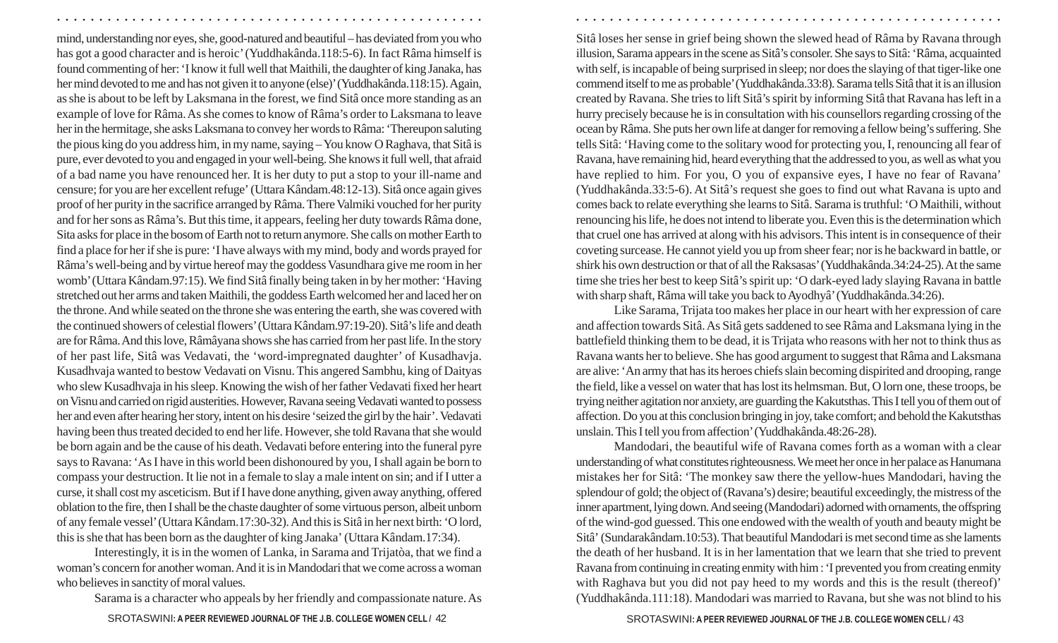mind, understanding nor eyes, she, good-natured and beautiful – has deviated from you who has got a good character and is heroic' (Yuddhakânda.118:5-6). In fact Râma himself is found commenting of her: 'I know it full well that Maithili, the daughter of king Janaka, has her mind devoted to me and has not given it to anyone (else)' (Yuddhakânda.118:15). Again, as she is about to be left by Laksmana in the forest, we find Sitâ once more standing as an example of love for Râma. As she comes to know of Râma's order to Laksmana to leave her in the hermitage, she asks Laksmana to convey her words to Râma: 'Thereupon saluting the pious king do you address him, in my name, saying – You know O Raghava, that Sitâ is pure, ever devoted to you and engaged in your well-being. She knows it full well, that afraid of a bad name you have renounced her. It is her duty to put a stop to your ill-name and censure; for you are her excellent refuge' (Uttara Kândam.48:12-13). Sitâ once again gives proof of her purity in the sacrifice arranged by Râma. There Valmiki vouched for her purity and for her sons as Râma's. But this time, it appears, feeling her duty towards Râma done, Sita asks for place in the bosom of Earth not to return anymore. She calls on mother Earth to find a place for her if she is pure: 'I have always with my mind, body and words prayed for Râma's well-being and by virtue hereof may the goddess Vasundhara give me room in her womb' (Uttara Kândam.97:15). We find Sitâ finally being taken in by her mother: 'Having stretched out her arms and taken Maithili, the goddess Earth welcomed her and laced her on the throne. And while seated on the throne she was entering the earth, she was covered with the continued showers of celestial flowers' (Uttara Kândam.97:19-20). Sitâ's life and death are for Râma. And this love, Râmâyana shows she has carried from her past life. In the story of her past life, Sitâ was Vedavati, the 'word-impregnated daughter' of Kusadhavja. Kusadhvaja wanted to bestow Vedavati on Visnu. This angered Sambhu, king of Daityas who slew Kusadhvaja in his sleep. Knowing the wish of her father Vedavati fixed her heart on Visnu and carried on rigid austerities. However, Ravana seeing Vedavati wanted to possess her and even after hearing her story, intent on his desire 'seized the girl by the hair'. Vedavati having been thus treated decided to end her life. However, she told Ravana that she would be born again and be the cause of his death. Vedavati before entering into the funeral pyre says to Ravana: 'As I have in this world been dishonoured by you, I shall again be born to compass your destruction. It lie not in a female to slay a male intent on sin; and if I utter a curse, it shall cost my asceticism. But if I have done anything, given away anything, offered oblation to the fire, then I shall be the chaste daughter of some virtuous person, albeit unborn of any female vessel' (Uttara Kândam.17:30-32). And this is Sitâ in her next birth: 'O lord, this is she that has been born as the daughter of king Janaka' (Uttara Kândam.17:34).

Interestingly, it is in the women of Lanka, in Sarama and Trijatòa, that we find a woman's concern for another woman. And it is in Mandodari that we come across a woman who believes in sanctity of moral values.

Sarama is a character who appeals by her friendly and compassionate nature. As Sitâ loses her sense in grief being shown the slewed head of Râma by Ravana through illusion, Sarama appears in the scene as Sitâ's consoler. She says to Sitâ: 'Râma, acquainted with self, is incapable of being surprised in sleep; nor does the slaying of that tiger-like one commend itself to me as probable' (Yuddhakânda.33:8). Sarama tells Sitâ that it is an illusion created by Ravana. She tries to lift Sitâ's spirit by informing Sitâ that Ravana has left in a hurry precisely because he is in consultation with his counsellors regarding crossing of the ocean by Râma. She puts her own life at danger for removing a fellow being's suffering. She tells Sitâ: 'Having come to the solitary wood for protecting you, I, renouncing all fear of Ravana, have remaining hid, heard everything that the addressed to you, as well as what you have replied to him. For you, O you of expansive eyes, I have no fear of Ravana' (Yuddhakânda.33:5-6). At Sitâ's request she goes to find out what Ravana is upto and comes back to relate everything she learns to Sitâ. Sarama is truthful: 'O Maithili, without renouncing his life, he does not intend to liberate you. Even this is the determination which that cruel one has arrived at along with his advisors. This intent is in consequence of their coveting surcease. He cannot yield you up from sheer fear; nor is he backward in battle, or shirk his own destruction or that of all the Raksasas' (Yuddhakânda.34:24-25). At the same time she tries her best to keep Sitâ's spirit up: 'O dark-eyed lady slaying Ravana in battle with sharp shaft, Râma will take you back to Ayodhyâ' (Yuddhakânda.34:26).

Like Sarama, Trijata too makes her place in our heart with her expression of care and affection towards Sitâ. As Sitâ gets saddened to see Râma and Laksmana lying in the battlefield thinking them to be dead, it is Trijata who reasons with her not to think thus as Ravana wants her to believe. She has good argument to suggest that Râma and Laksmana are alive: 'An army that has its heroes chiefs slain becoming dispirited and drooping, range the field, like a vessel on water that has lost its helmsman. But, O lorn one, these troops, be trying neither agitation nor anxiety, are guarding the Kakutsthas. This I tell you of them out of affection. Do you at this conclusion bringing in joy, take comfort; and behold the Kakutsthas unslain. This I tell you from affection' (Yuddhakânda.48:26-28).

Mandodari, the beautiful wife of Ravana comes forth as a woman with a clear understanding of what constitutes righteousness. We meet her once in her palace as Hanumana mistakes her for Sitâ: 'The monkey saw there the yellow-hues Mandodari, having the splendour of gold; the object of (Ravana's) desire; beautiful exceedingly, the mistress of the inner apartment, lying down. And seeing (Mandodari) adorned with ornaments, the offspring of the wind-god guessed. This one endowed with the wealth of youth and beauty might be Sitâ' (Sundarakândam.10:53). That beautiful Mandodari is met second time as she laments the death of her husband. It is in her lamentation that we learn that she tried to prevent Ravana from continuing in creating enmity with him : 'I prevented you from creating enmity with Raghava but you did not pay heed to my words and this is the result (thereof)' (Yuddhakânda.111:18). Mandodari was married to Ravana, but she was not blind to his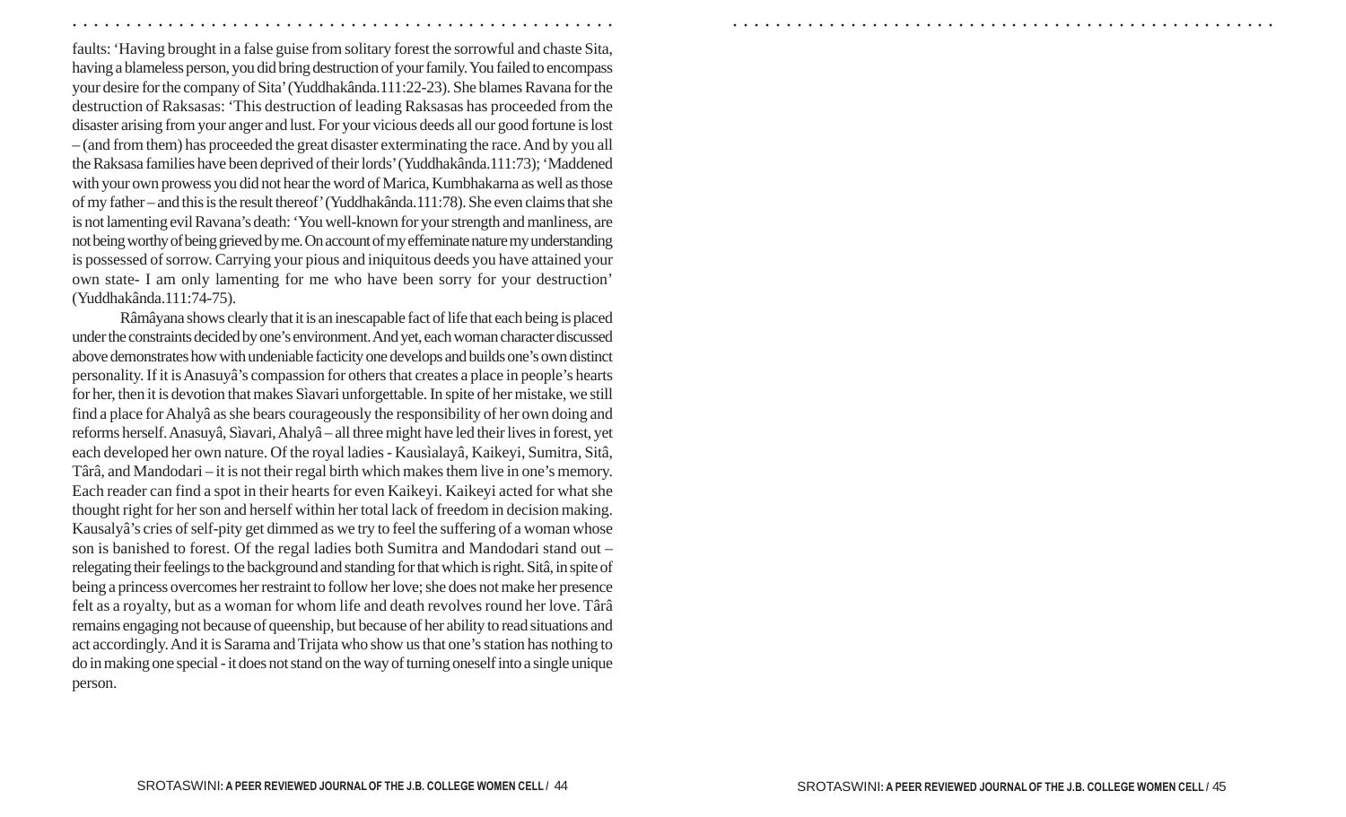faults: 'Having brought in a false guise from solitary forest the sorrowful and chaste Sita, having a blameless person, you did bring destruction of your family. You failed to encompass your desire for the company of Sita' (Yuddhakânda.111:22-23). She blames Ravana for the destruction of Raksasas: 'This destruction of leading Raksasas has proceeded from the disaster arising from your anger and lust. For your vicious deeds all our good fortune is lost – (and from them) has proceeded the great disaster exterminating the race. And by you all the Raksasa families have been deprived of their lords' (Yuddhakânda.111:73); 'Maddened with your own prowess you did not hear the word of Marica, Kumbhakarna as well as those of my father – and this is the result thereof' (Yuddhakânda.111:78). She even claims that she is not lamenting evil Ravana's death: 'You well-known for your strength and manliness, are not being worthy of being grieved by me. On account of my effeminate nature my understanding is possessed of sorrow. Carrying your pious and iniquitous deeds you have attained your own state- I am only lamenting for me who have been sorry for your destruction' (Yuddhakânda.111:74-75).

Râmâyana shows clearly that it is an inescapable fact of life that each being is placed under the constraints decided by one's environment. And yet, each woman character discussed above demonstrates how with undeniable facticity one develops and builds one's own distinct personality. If it is Anasuyâ's compassion for others that creates a place in people's hearts for her, then it is devotion that makes Sìavari unforgettable. In spite of her mistake, we still find a place for Ahalyâ as she bears courageously the responsibility of her own doing and reforms herself. Anasuyâ, Siavari, Ahalyâ – all three might have led their lives in forest, yet each developed her own nature. Of the royal ladies - Kausìalayâ, Kaikeyi, Sumitra, Sitâ, Târâ, and Mandodari – it is not their regal birth which makes them live in one's memory. Each reader can find a spot in their hearts for even Kaikeyi. Kaikeyi acted for what she thought right for her son and herself within her total lack of freedom in decision making. Kausalyâ's cries of self-pity get dimmed as we try to feel the suffering of a woman whose son is banished to forest. Of the regal ladies both Sumitra and Mandodari stand out – relegating their feelings to the background and standing for that which is right. Sitâ, in spite of being a princess overcomes her restraint to follow her love; she does not make her presence felt as a royalty, but as a woman for whom life and death revolves round her love. Târâ remains engaging not because of queenship, but because of her ability to read situations and act accordingly. And it is Sarama and Trijata who show us that one's station has nothing to do in making one special - it does not stand on the way of turning oneself into a single unique person.